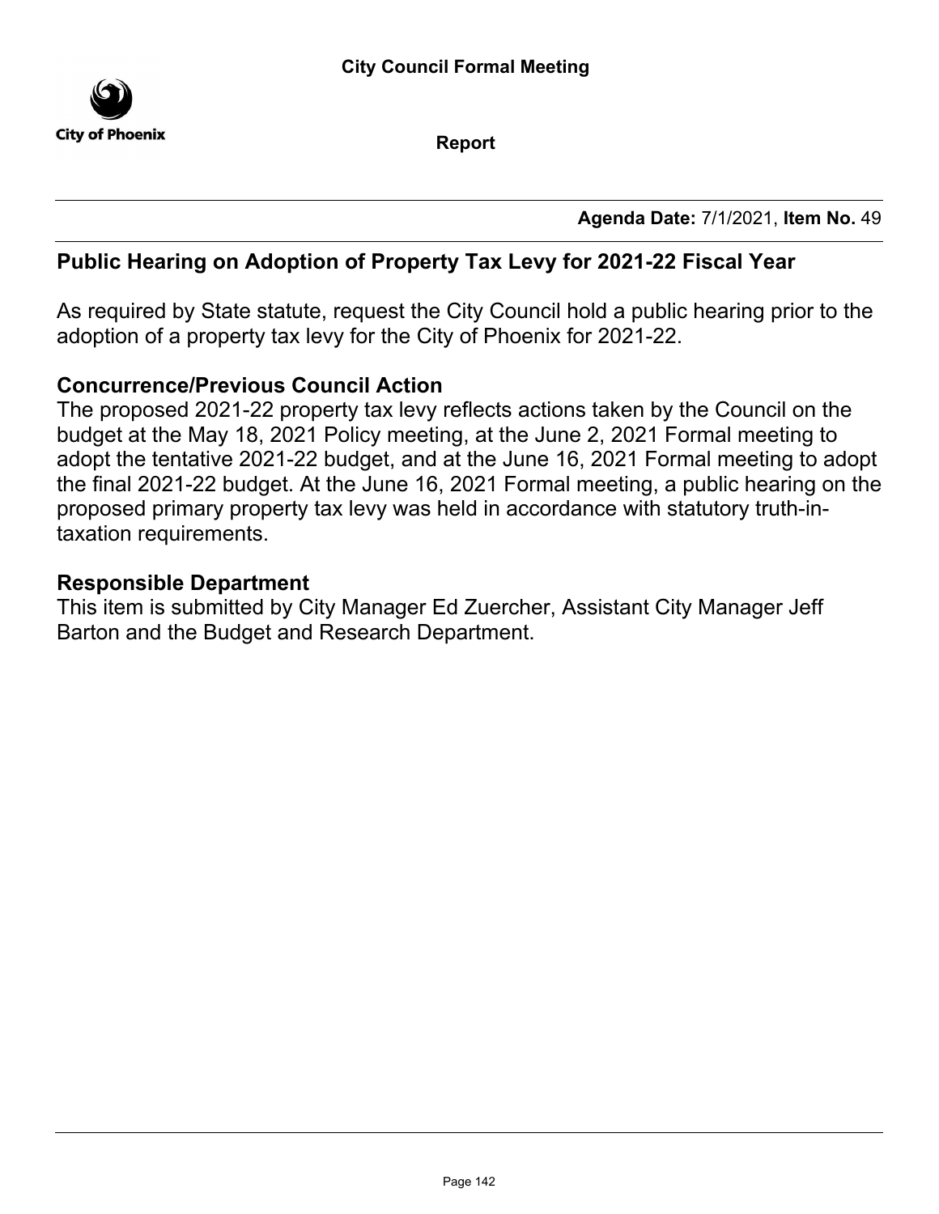**City Council Formal Meeting**

City of Phoenix

**Report**

**Agenda Date:** 7/1/2021, **Item No.** 49

## Public Hearing on Adoption of Property Tax Levy for 2021-22 Fiscal Year

As required by State statute, request the City Council hold a public hearing prior to the adoption of a property tax levy for the City of Phoenix for 2021-22.

### Concurrence/Previous Council Action

The proposed 2021-22 property tax levy reflects actions taken by the Council on the budget at the May 18, 2021 Policy meeting, at the June 2, 2021 Formal meeting to adopt the tentative 2021-22 budget, and at the June 16, 2021 Formal meeting to adopt the final 2021-22 budget. At the June 16, 2021 Formal meeting, a public hearing on the proposed primary property tax levy was held in accordance with statutory truth-in-taxation requirements.

### Responsible Department

This item is submitted by City Manager Ed Zuercher, Assistant City Manager Jeff Barton and the Budget and Research Department.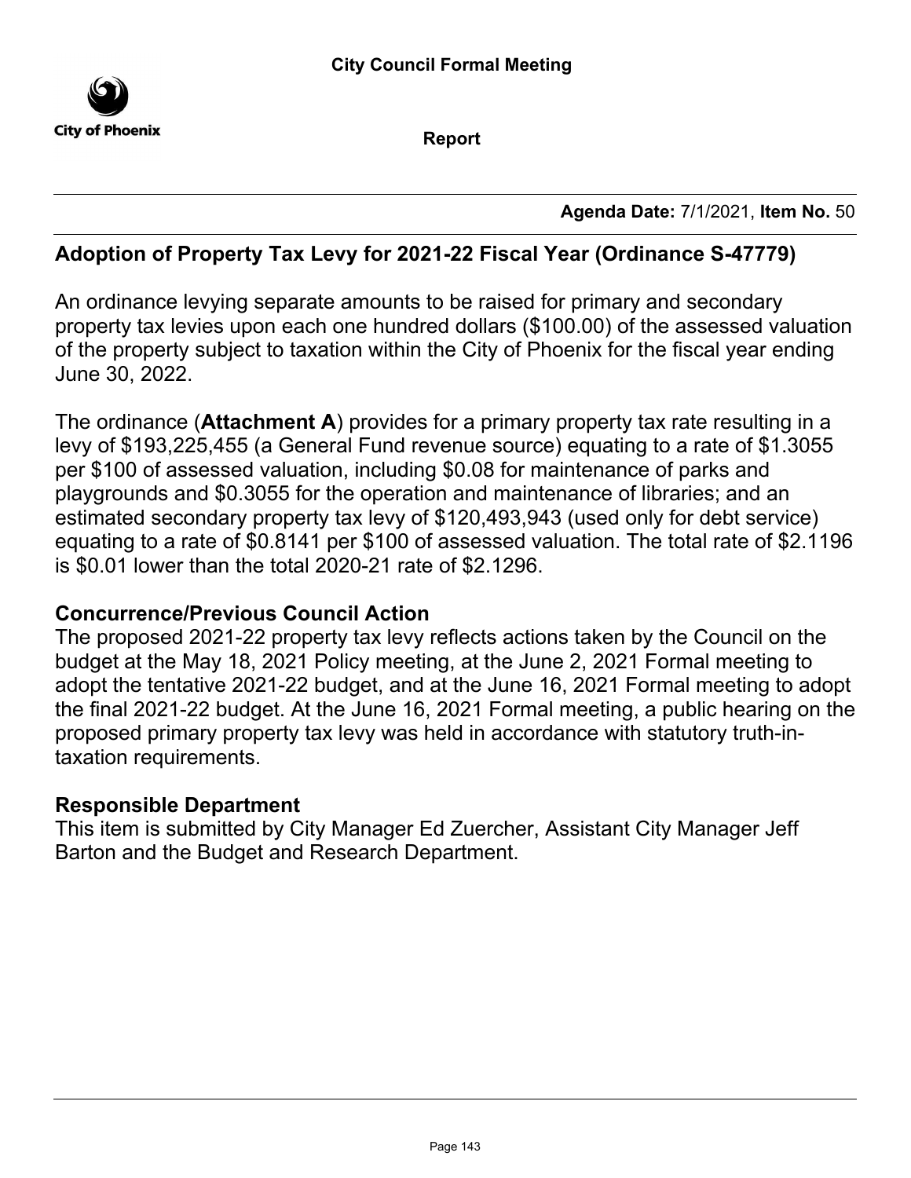**City Council Formal Meeting**

**Report**

**Agenda Date:** 7/1/2021, **Item No.** 50

# Adoption of Property Tax Levy for 2021-22 Fiscal Year (Ordinance S-47779)

An ordinance levying separate amounts to be raised for primary and secondary property tax levies upon each one hundred dollars ($100.00) of the assessed valuation of the property subject to taxation within the City of Phoenix for the fiscal year ending June 30, 2022.

The ordinance (**Attachment A**) provides for a primary property tax rate resulting in a levy of $193,225,455 (a General Fund revenue source) equating to a rate of $1.3055 per $100 of assessed valuation, including $0.08 for maintenance of parks and playgrounds and $0.3055 for the operation and maintenance of libraries; and an estimated secondary property tax levy of $120,493,943 (used only for debt service) equating to a rate of $0.8141 per $100 of assessed valuation. The total rate of $2.1196 is $0.01 lower than the total 2020-21 rate of $2.1296.

## Concurrence/Previous Council Action

The proposed 2021-22 property tax levy reflects actions taken by the Council on the budget at the May 18, 2021 Policy meeting, at the June 2, 2021 Formal meeting to adopt the tentative 2021-22 budget, and at the June 16, 2021 Formal meeting to adopt the final 2021-22 budget. At the June 16, 2021 Formal meeting, a public hearing on the proposed primary property tax levy was held in accordance with statutory truth-in-taxation requirements.

## Responsible Department

This item is submitted by City Manager Ed Zuercher, Assistant City Manager Jeff Barton and the Budget and Research Department.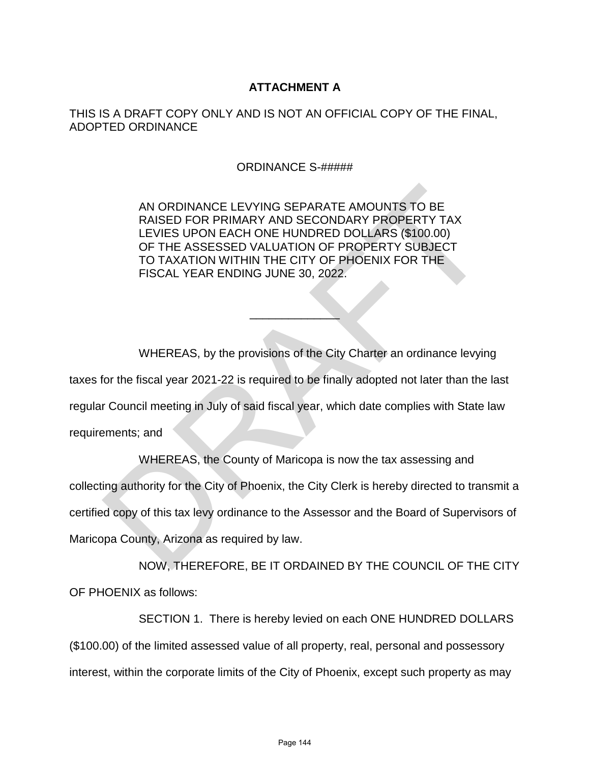**ATTACHMENT A**

THIS IS A DRAFT COPY ONLY AND IS NOT AN OFFICIAL COPY OF THE FINAL, ADOPTED ORDINANCE

ORDINANCE S-#####

AN ORDINANCE LEVYING SEPARATE AMOUNTS TO BE RAISED FOR PRIMARY AND SECONDARY PROPERTY TAX LEVIES UPON EACH ONE HUNDRED DOLLARS ($100.00) OF THE ASSESSED VALUATION OF PROPERTY SUBJECT TO TAXATION WITHIN THE CITY OF PHOENIX FOR THE FISCAL YEAR ENDING JUNE 30, 2022.

______________

WHEREAS, by the provisions of the City Charter an ordinance levying taxes for the fiscal year 2021-22 is required to be finally adopted not later than the last regular Council meeting in July of said fiscal year, which date complies with State law requirements; and

WHEREAS, the County of Maricopa is now the tax assessing and collecting authority for the City of Phoenix, the City Clerk is hereby directed to transmit a certified copy of this tax levy ordinance to the Assessor and the Board of Supervisors of Maricopa County, Arizona as required by law.

NOW, THEREFORE, BE IT ORDAINED BY THE COUNCIL OF THE CITY OF PHOENIX as follows:

SECTION 1. There is hereby levied on each ONE HUNDRED DOLLARS ($100.00) of the limited assessed value of all property, real, personal and possessory interest, within the corporate limits of the City of Phoenix, except such property as may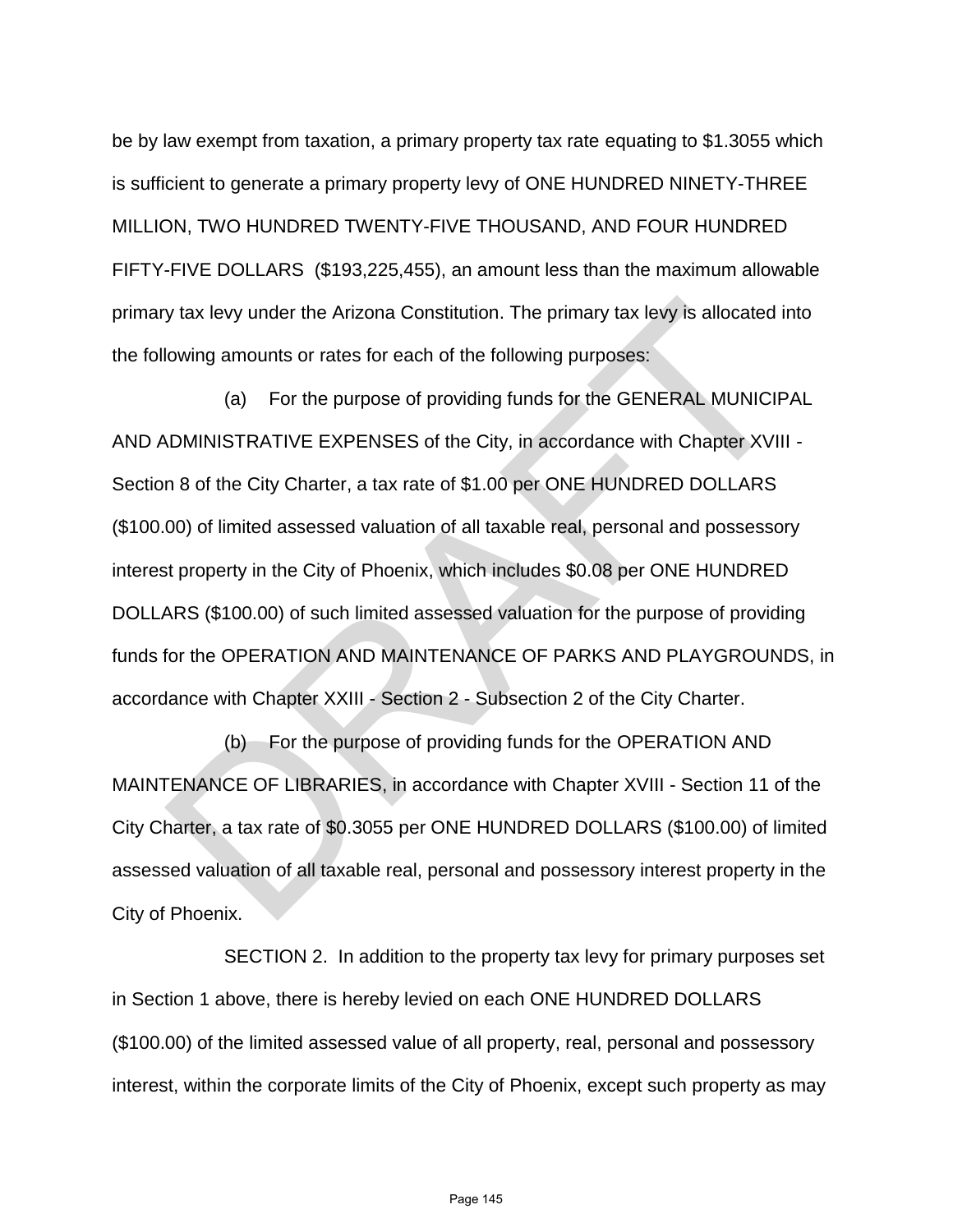be by law exempt from taxation, a primary property tax rate equating to $1.3055 which is sufficient to generate a primary property levy of ONE HUNDRED NINETY-THREE MILLION, TWO HUNDRED TWENTY-FIVE THOUSAND, AND FOUR HUNDRED FIFTY-FIVE DOLLARS ($193,225,455), an amount less than the maximum allowable primary tax levy under the Arizona Constitution. The primary tax levy is allocated into the following amounts or rates for each of the following purposes:

(a) For the purpose of providing funds for the GENERAL MUNICIPAL AND ADMINISTRATIVE EXPENSES of the City, in accordance with Chapter XVIII - Section 8 of the City Charter, a tax rate of $1.00 per ONE HUNDRED DOLLARS ($100.00) of limited assessed valuation of all taxable real, personal and possessory interest property in the City of Phoenix, which includes $0.08 per ONE HUNDRED DOLLARS ($100.00) of such limited assessed valuation for the purpose of providing funds for the OPERATION AND MAINTENANCE OF PARKS AND PLAYGROUNDS, in accordance with Chapter XXIII - Section 2 - Subsection 2 of the City Charter.

(b) For the purpose of providing funds for the OPERATION AND MAINTENANCE OF LIBRARIES, in accordance with Chapter XVIII - Section 11 of the City Charter, a tax rate of $0.3055 per ONE HUNDRED DOLLARS ($100.00) of limited assessed valuation of all taxable real, personal and possessory interest property in the City of Phoenix.

SECTION 2. In addition to the property tax levy for primary purposes set in Section 1 above, there is hereby levied on each ONE HUNDRED DOLLARS ($100.00) of the limited assessed value of all property, real, personal and possessory interest, within the corporate limits of the City of Phoenix, except such property as may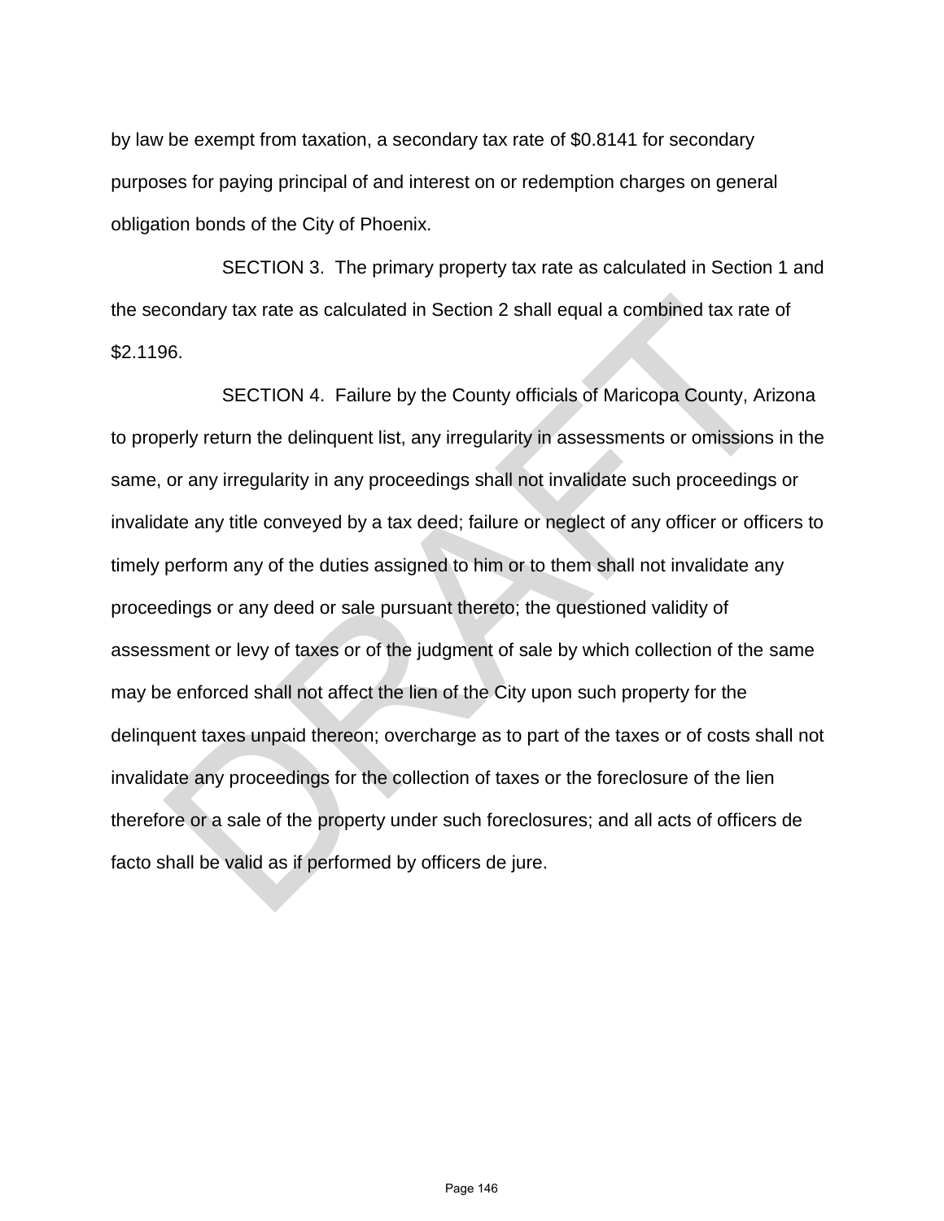by law be exempt from taxation, a secondary tax rate of $0.8141 for secondary purposes for paying principal of and interest on or redemption charges on general obligation bonds of the City of Phoenix.

SECTION 3. The primary property tax rate as calculated in Section 1 and the secondary tax rate as calculated in Section 2 shall equal a combined tax rate of $2.1196.

SECTION 4. Failure by the County officials of Maricopa County, Arizona to properly return the delinquent list, any irregularity in assessments or omissions in the same, or any irregularity in any proceedings shall not invalidate such proceedings or invalidate any title conveyed by a tax deed; failure or neglect of any officer or officers to timely perform any of the duties assigned to him or to them shall not invalidate any proceedings or any deed or sale pursuant thereto; the questioned validity of assessment or levy of taxes or of the judgment of sale by which collection of the same may be enforced shall not affect the lien of the City upon such property for the delinquent taxes unpaid thereon; overcharge as to part of the taxes or of costs shall not invalidate any proceedings for the collection of taxes or the foreclosure of the lien therefore or a sale of the property under such foreclosures; and all acts of officers de facto shall be valid as if performed by officers de jure.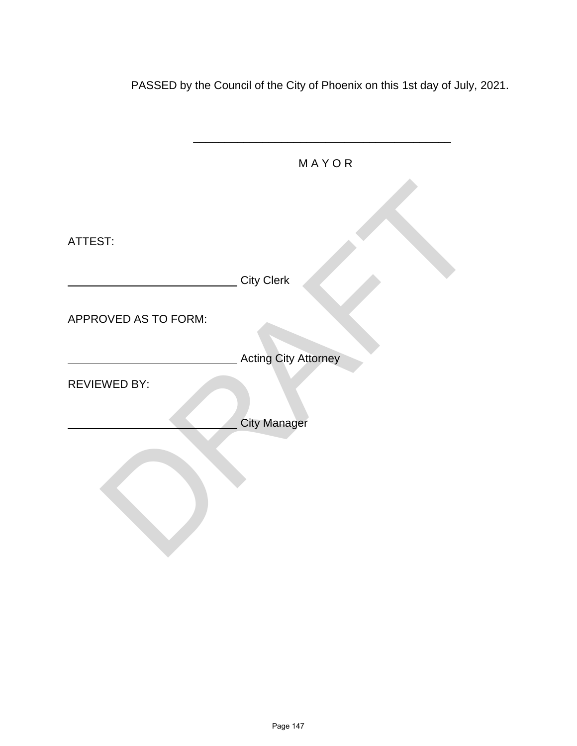PASSED by the Council of the City of Phoenix on this 1st day of July, 2021.

\_\_\_\_\_\_\_\_\_\_\_\_\_\_\_\_\_\_\_\_\_\_\_\_\_\_\_\_\_\_\_\_\_\_\_\_\_\_\_\_\_\_

M A Y O R

ATTEST:

\_\_\_\_\_\_\_\_\_\_\_\_\_\_\_\_\_\_\_\_\_\_\_\_\_\_\_\_ City Clerk

APPROVED AS TO FORM:

\_\_\_\_\_\_\_\_\_\_\_\_\_\_\_\_\_\_\_\_\_\_\_\_\_\_\_\_ Acting City Attorney

REVIEWED BY:

\_\_\_\_\_\_\_\_\_\_\_\_\_\_\_\_\_\_\_\_\_\_\_\_\_\_\_\_ City Manager

DRAFT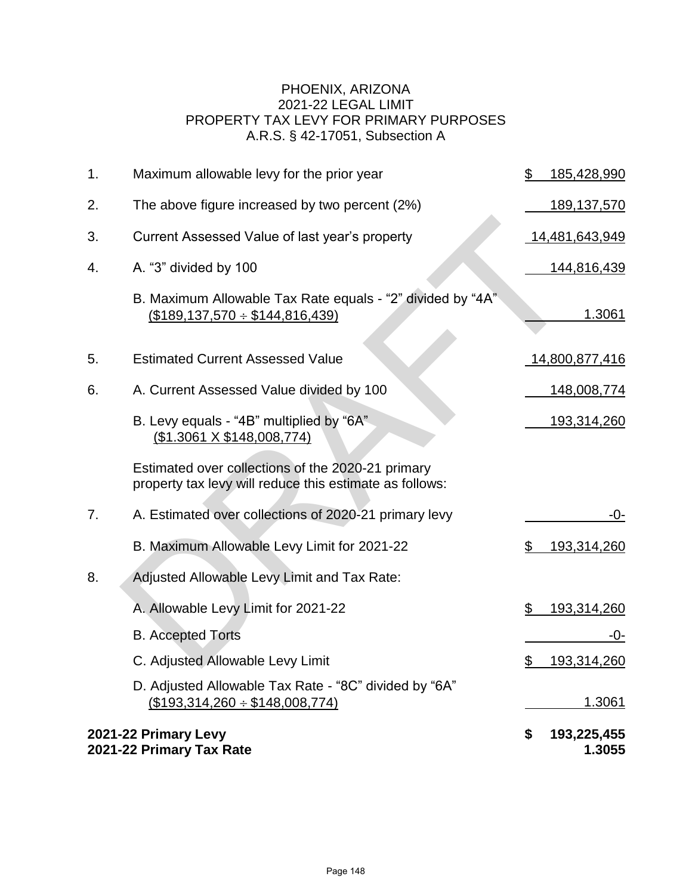# PHOENIX, ARIZONA
## 2021-22 LEGAL LIMIT
## PROPERTY TAX LEVY FOR PRIMARY PURPOSES
## A.R.S. § 42-17051, Subsection A

| | | |
|---|---|---|
| 1. | Maximum allowable levy for the prior year | $ 185,428,990 |
| 2. | The above figure increased by two percent (2%) | 189,137,570 |
| 3. | Current Assessed Value of last year's property | 14,481,643,949 |
| 4. | A. "3" divided by 100 | 144,816,439 |
| | B. Maximum Allowable Tax Rate equals - "2" divided by "4A" ($189,137,570 ÷ $144,816,439) | 1.3061 |
| 5. | Estimated Current Assessed Value | 14,800,877,416 |
| 6. | A. Current Assessed Value divided by 100 | 148,008,774 |
| | B. Levy equals - "4B" multiplied by "6A" ($1.3061 X $148,008,774) | 193,314,260 |
| | Estimated over collections of the 2020-21 primary property tax levy will reduce this estimate as follows: | |
| 7. | A. Estimated over collections of 2020-21 primary levy | -0- |
| | B. Maximum Allowable Levy Limit for 2021-22 | $ 193,314,260 |
| 8. | Adjusted Allowable Levy Limit and Tax Rate: | |
| | A. Allowable Levy Limit for 2021-22 | $ 193,314,260 |
| | B. Accepted Torts | -0- |
| | C. Adjusted Allowable Levy Limit | $ 193,314,260 |
| | D. Adjusted Allowable Tax Rate - "8C" divided by "6A" ($193,314,260 ÷ $148,008,774) | 1.3061 |

**2021-22 Primary Levy** **$ 193,225,455**
**2021-22 Primary Tax Rate** **1.3055**